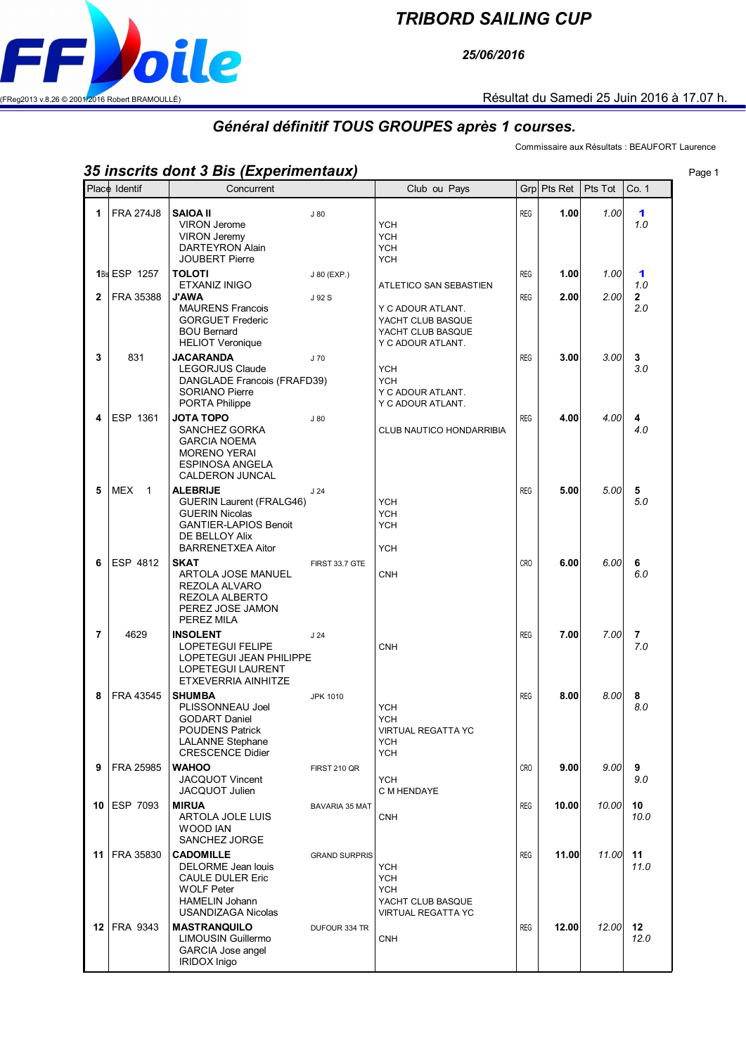FF Voile

(FReg2013 v.8.26 © 2001/2016 Robert BRAMOULLÉ)

# TRIBORD SAILING CUP

**25/06/2016**

Résultat du Samedi 25 Juin 2016 à 17.07 h.

## Général définitif TOUS GROUPES après 1 courses.

Commissaire aux Résultats : BEAUFORT Laurence

### 35 inscrits dont 3 Bis (Experimentaux)

| Place | Identif | Concurrent | | Club ou Pays | Grp | Pts Ret | Pts Tot | Co. 1 |
|---|---|---|---|---|---|---|---|---|
| 1 | FRA 274J8 | **SAIOA II**<br>VIRON Jerome<br>VIRON Jeremy<br>DARTEYRON Alain<br>JOUBERT Pierre | J 80 | <br>YCH<br>YCH<br>YCH<br>YCH | REG | **1.00** | *1.00* | **1**<br>*1.0* |
| 1Bis | ESP 1257 | **TOLOTI**<br>ETXANIZ INIGO | J 80 (EXP.) | <br>ATLETICO SAN SEBASTIEN | REG | **1.00** | *1.00* | **1**<br>*1.0* |
| 2 | FRA 35388 | **J'AWA**<br>MAURENS Francois<br>GORGUET Frederic<br>BOU Bernard<br>HELIOT Veronique | J 92 S | <br>Y C ADOUR ATLANT.<br>YACHT CLUB BASQUE<br>YACHT CLUB BASQUE<br>Y C ADOUR ATLANT. | REG | **2.00** | *2.00* | **2**<br>*2.0* |
| 3 | 831 | **JACARANDA**<br>LEGORJUS Claude<br>DANGLADE Francois (FRAFD39)<br>SORIANO Pierre<br>PORTA Philippe | J 70 | <br>YCH<br>YCH<br>Y C ADOUR ATLANT.<br>Y C ADOUR ATLANT. | REG | **3.00** | *3.00* | **3**<br>*3.0* |
| 4 | ESP 1361 | **JOTA TOPO**<br>SANCHEZ GORKA<br>GARCIA NOEMA<br>MORENO YERAI<br>ESPINOSA ANGELA<br>CALDERON JUNCAL | J 80 | <br>CLUB NAUTICO HONDARRIBIA | REG | **4.00** | *4.00* | **4**<br>*4.0* |
| 5 | MEX 1 | **ALEBRIJE**<br>GUERIN Laurent (FRALG46)<br>GUERIN Nicolas<br>GANTIER-LAPIOS Benoit<br>DE BELLOY Alix<br>BARRENETXEA Aitor | J 24 | <br>YCH<br>YCH<br>YCH<br><br>YCH | REG | **5.00** | *5.00* | **5**<br>*5.0* |
| 6 | ESP 4812 | **SKAT**<br>ARTOLA JOSE MANUEL<br>REZOLA ALVARO<br>REZOLA ALBERTO<br>PEREZ JOSE JAMON<br>PEREZ MILA | FIRST 33.7 GTE | <br>CNH | CRO | **6.00** | *6.00* | **6**<br>*6.0* |
| 7 | 4629 | **INSOLENT**<br>LOPETEGUI FELIPE<br>LOPETEGUI JEAN PHILIPPE<br>LOPETEGUI LAURENT<br>ETXEVERRIA AINHITZE | J 24 | <br>CNH | REG | **7.00** | *7.00* | **7**<br>*7.0* |
| 8 | FRA 43545 | **SHUMBA**<br>PLISSONNEAU Joel<br>GODART Daniel<br>POUDENS Patrick<br>LALANNE Stephane<br>CRESCENCE Didier | JPK 1010 | <br>YCH<br>YCH<br>VIRTUAL REGATTA YC<br>YCH<br>YCH | REG | **8.00** | *8.00* | **8**<br>*8.0* |
| 9 | FRA 25985 | **WAHOO**<br>JACQUOT Vincent<br>JACQUOT Julien | FIRST 210 QR | <br>YCH<br>C M HENDAYE | CRO | **9.00** | *9.00* | **9**<br>*9.0* |
| 10 | ESP 7093 | **MIRUA**<br>ARTOLA JOLE LUIS<br>WOOD IAN<br>SANCHEZ JORGE | BAVARIA 35 MAT | <br>CNH | REG | **10.00** | *10.00* | **10**<br>*10.0* |
| 11 | FRA 35830 | **CADOMILLE**<br>DELORME Jean louis<br>CAULE DULER Eric<br>WOLF Peter<br>HAMELIN Johann<br>USANDIZAGA Nicolas | GRAND SURPRIS | <br>YCH<br>YCH<br>YCH<br>YACHT CLUB BASQUE<br>VIRTUAL REGATTA YC | REG | **11.00** | *11.00* | **11**<br>*11.0* |
| 12 | FRA 9343 | **MASTRANQUILO**<br>LIMOUSIN Guillermo<br>GARCIA Jose angel<br>IRIDOX Inigo | DUFOUR 334 TR | <br>CNH | REG | **12.00** | *12.00* | **12**<br>*12.0* |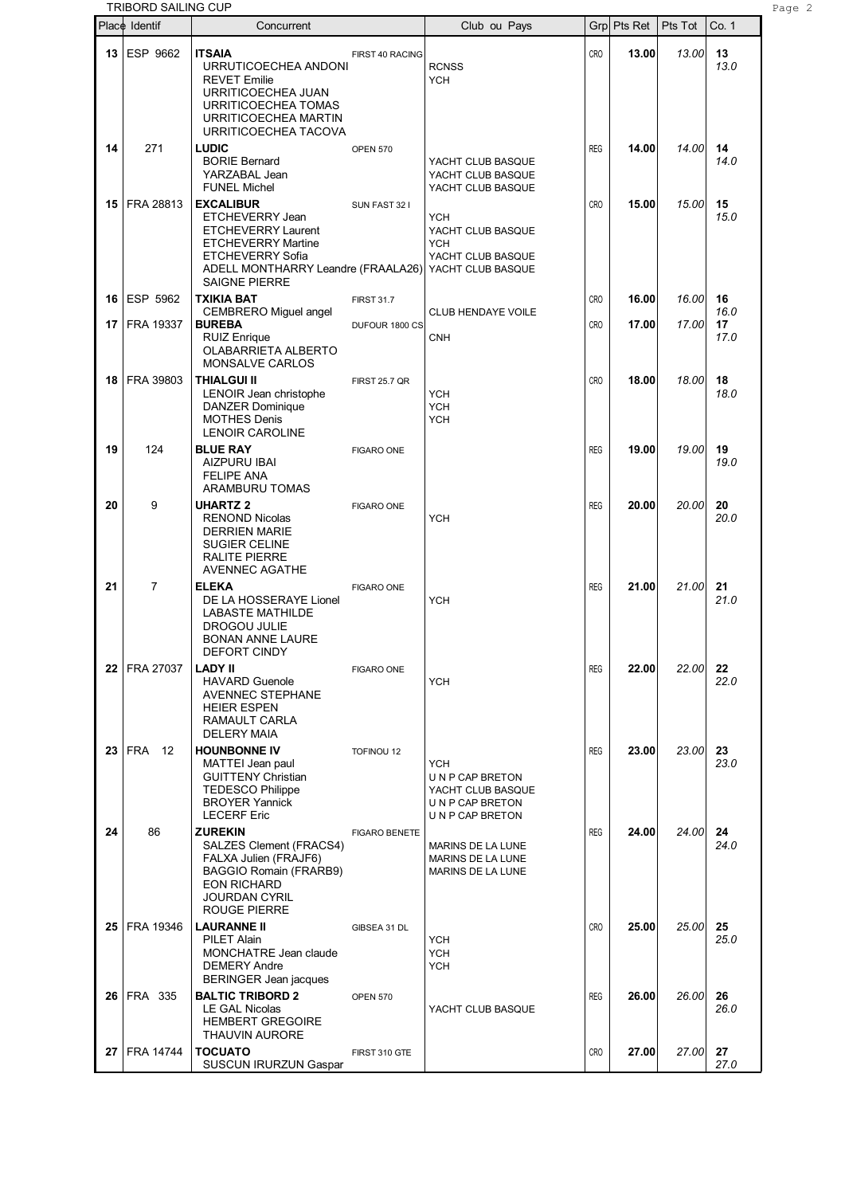TRIBORD SAILING CUP

| Place | Identif | Concurrent | | Club ou Pays | Grp | Pts Ret | Pts Tot | Co. 1 |
|---|---|---|---|---|---|---|---|---|
| 13 | ESP 9662 | **ITSAIA**<br>URRUTICOECHEA ANDONI<br>REVET Emilie<br>URRITICOECHEA JUAN<br>URRITICOECHEA TOMAS<br>URRITICOECHEA MARTIN<br>URRITICOECHEA TACOVA | FIRST 40 RACING | RCNSS<br>YCH | CRO | 13.00 | 13.00 | 13<br>13.0 |
| 14 | 271 | **LUDIC**<br>BORIE Bernard<br>YARZABAL Jean<br>FUNEL Michel | OPEN 570 | YACHT CLUB BASQUE<br>YACHT CLUB BASQUE<br>YACHT CLUB BASQUE | REG | 14.00 | 14.00 | 14<br>14.0 |
| 15 | FRA 28813 | **EXCALIBUR**<br>ETCHEVERRY Jean<br>ETCHEVERRY Laurent<br>ETCHEVERRY Martine<br>ETCHEVERRY Sofia<br>ADELL MONTHARRY Leandre (FRAALA26)<br>SAIGNE PIERRE | SUN FAST 32 I | YCH<br>YACHT CLUB BASQUE<br>YCH<br>YACHT CLUB BASQUE<br>YACHT CLUB BASQUE | CRO | 15.00 | 15.00 | 15<br>15.0 |
| 16 | ESP 5962 | **TXIKIA BAT**<br>CEMBRERO Miguel angel | FIRST 31.7 | CLUB HENDAYE VOILE | CRO | 16.00 | 16.00 | 16<br>16.0 |
| 17 | FRA 19337 | **BUREBA**<br>RUIZ Enrique<br>OLABARRIETA ALBERTO<br>MONSALVE CARLOS | DUFOUR 1800 CS | CNH | CRO | 17.00 | 17.00 | 17<br>17.0 |
| 18 | FRA 39803 | **THIALGUI II**<br>LENOIR Jean christophe<br>DANZER Dominique<br>MOTHES Denis<br>LENOIR CAROLINE | FIRST 25.7 QR | YCH<br>YCH<br>YCH | CRO | 18.00 | 18.00 | 18<br>18.0 |
| 19 | 124 | **BLUE RAY**<br>AIZPURU IBAI<br>FELIPE ANA<br>ARAMBURU TOMAS | FIGARO ONE | | REG | 19.00 | 19.00 | 19<br>19.0 |
| 20 | 9 | **UHARTZ 2**<br>RENOND Nicolas<br>DERRIEN MARIE<br>SUGIER CELINE<br>RALITE PIERRE<br>AVENNEC AGATHE | FIGARO ONE | YCH | REG | 20.00 | 20.00 | 20<br>20.0 |
| 21 | 7 | **ELEKA**<br>DE LA HOSSERAYE Lionel<br>LABASTE MATHILDE<br>DROGOU JULIE<br>BONAN ANNE LAURE<br>DEFORT CINDY | FIGARO ONE | YCH | REG | 21.00 | 21.00 | 21<br>21.0 |
| 22 | FRA 27037 | **LADY II**<br>HAVARD Guenole<br>AVENNEC STEPHANE<br>HEIER ESPEN<br>RAMAULT CARLA<br>DELERY MAIA | FIGARO ONE | YCH | REG | 22.00 | 22.00 | 22<br>22.0 |
| 23 | FRA 12 | **HOUNBONNE IV**<br>MATTEI Jean paul<br>GUITTENY Christian<br>TEDESCO Philippe<br>BROYER Yannick<br>LECERF Eric | TOFINOU 12 | YCH<br>U N P CAP BRETON<br>YACHT CLUB BASQUE<br>U N P CAP BRETON<br>U N P CAP BRETON | REG | 23.00 | 23.00 | 23<br>23.0 |
| 24 | 86 | **ZUREKIN**<br>SALZES Clement (FRACS4)<br>FALXA Julien (FRAJF6)<br>BAGGIO Romain (FRARB9)<br>EON RICHARD<br>JOURDAN CYRIL<br>ROUGE PIERRE | FIGARO BENETE | MARINS DE LA LUNE<br>MARINS DE LA LUNE<br>MARINS DE LA LUNE | REG | 24.00 | 24.00 | 24<br>24.0 |
| 25 | FRA 19346 | **LAURANNE II**<br>PILET Alain<br>MONCHATRE Jean claude<br>DEMERY Andre<br>BERINGER Jean jacques | GIBSEA 31 DL | YCH<br>YCH<br>YCH | CRO | 25.00 | 25.00 | 25<br>25.0 |
| 26 | FRA 335 | **BALTIC TRIBORD 2**<br>LE GAL Nicolas<br>HEMBERT GREGOIRE<br>THAUVIN AURORE | OPEN 570 | YACHT CLUB BASQUE | REG | 26.00 | 26.00 | 26<br>26.0 |
| 27 | FRA 14744 | **TOCUATO**<br>SUSCUN IRURZUN Gaspar | FIRST 310 GTE | | CRO | 27.00 | 27.00 | 27<br>27.0 |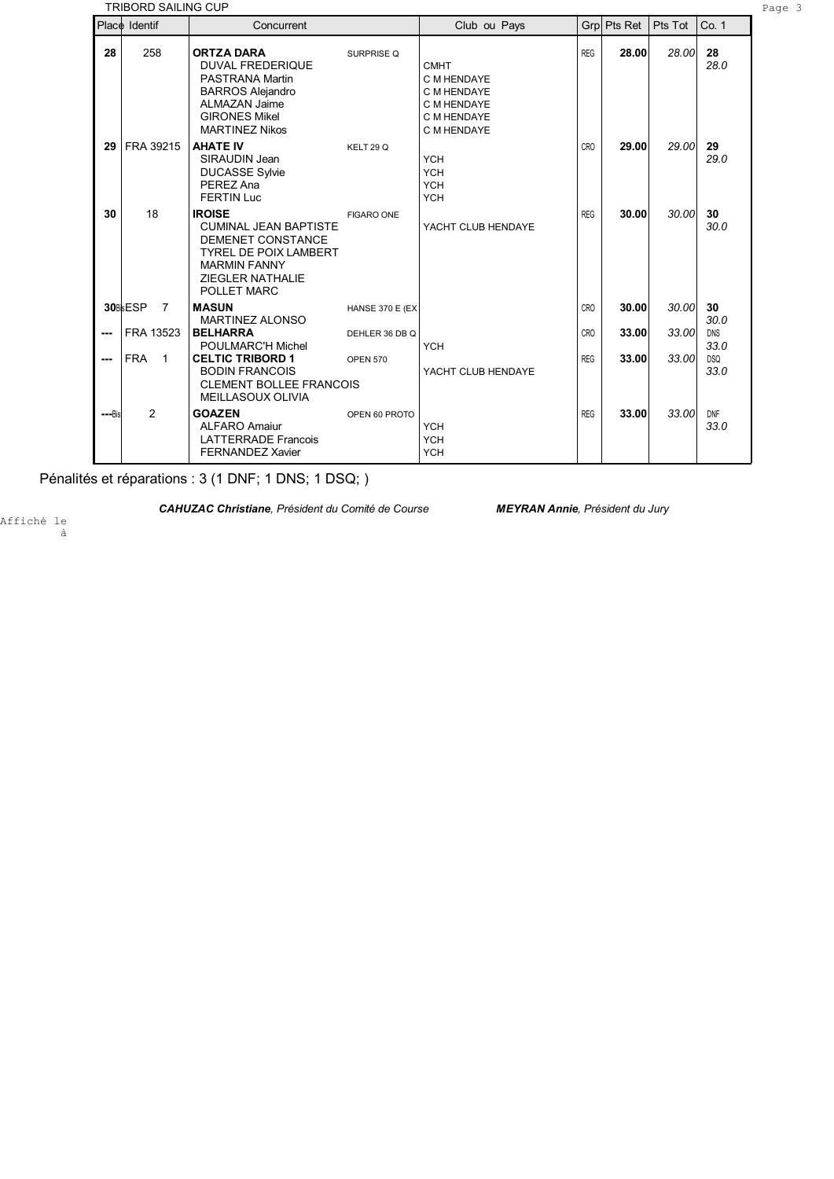TRIBORD SAILING CUP

| Place | Identif | Concurrent | | Club ou Pays | Grp | Pts Ret | Pts Tot | Co. 1 |
|---|---|---|---|---|---|---|---|---|
| **28** | 258 | **ORTZA DARA**<br>DUVAL FREDERIQUE<br>PASTRANA Martin<br>BARROS Alejandro<br>ALMAZAN Jaime<br>GIRONES Mikel<br>MARTINEZ Nikos | SURPRISE Q | <br>CMHT<br>C M HENDAYE<br>C M HENDAYE<br>C M HENDAYE<br>C M HENDAYE<br>C M HENDAYE | REG | **28.00** | *28.00* | **28**<br>*28.0* |
| **29** | FRA 39215 | **AHATE IV**<br>SIRAUDIN Jean<br>DUCASSE Sylvie<br>PEREZ Ana<br>FERTIN Luc | KELT 29 Q | <br>YCH<br>YCH<br>YCH<br>YCH | CRO | **29.00** | *29.00* | **29**<br>*29.0* |
| **30** | 18 | **IROISE**<br>CUMINAL JEAN BAPTISTE<br>DEMENET CONSTANCE<br>TYREL DE POIX LAMBERT<br>MARMIN FANNY<br>ZIEGLER NATHALIE<br>POLLET MARC | FIGARO ONE | <br>YACHT CLUB HENDAYE | REG | **30.00** | *30.00* | **30**<br>*30.0* |
| **30**Bis | ESP 7 | **MASUN**<br>MARTINEZ ALONSO | HANSE 370 E (EX | | CRO | **30.00** | *30.00* | **30**<br>*30.0* |
| **---** | FRA 13523 | **BELHARRA**<br>POULMARC'H Michel | DEHLER 36 DB Q | <br>YCH | CRO | **33.00** | *33.00* | DNS<br>*33.0* |
| **---** | FRA 1 | **CELTIC TRIBORD 1**<br>BODIN FRANCOIS<br>CLEMENT BOLLEE FRANCOIS<br>MEILLASOUX OLIVIA | OPEN 570 | <br>YACHT CLUB HENDAYE | REG | **33.00** | *33.00* | DSQ<br>*33.0* |
| **---**Bis | 2 | **GOAZEN**<br>ALFARO Amaiur<br>LATTERRADE Francois<br>FERNANDEZ Xavier | OPEN 60 PROTO | <br>YCH<br>YCH<br>YCH | REG | **33.00** | *33.00* | DNF<br>*33.0* |

Pénalités et réparations : 3 (1 DNF; 1 DNS; 1 DSQ; )

***CAHUZAC Christiane**, Président du Comité de Course* ***MEYRAN Annie**, Président du Jury*

Affiché le
à